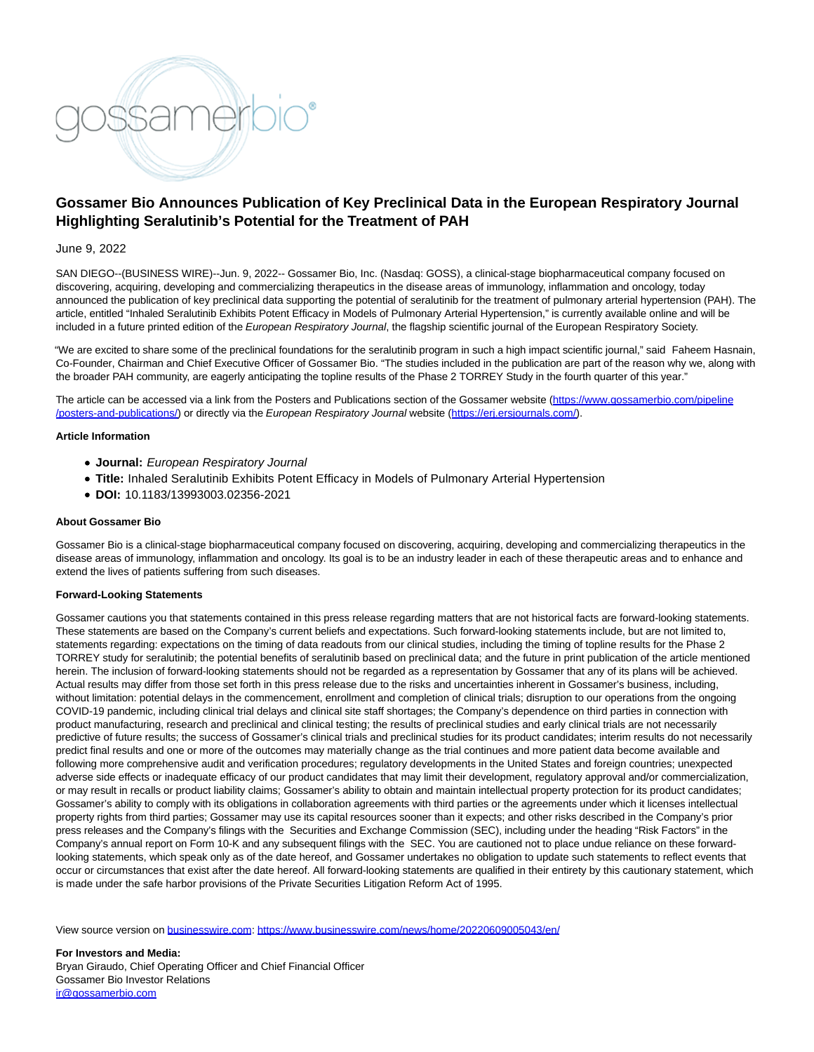# Gossamer Bio Announces Publication of Key Preclinical Data in the European Respiratory Journal Highlighting Seralutinib's Potential for the Treatment of PAH

June 9, 2022

SAN DIEGO--(BUSINESS WIRE)--Jun. 9, 2022-- Gossamer Bio, Inc. (Nasdaq: GOSS), a clinical-stage biopharmaceutical company focused on discovering, acquiring, developing and commercializing therapeutics in the disease areas of immunology, inflammation and oncology, today announced the publication of key preclinical data supporting the potential of seralutinib for the treatment of pulmonary arterial hypertension (PAH). The article, entitled "Inhaled Seralutinib Exhibits Potent Efficacy in Models of Pulmonary Arterial Hypertension," is currently available online and will be included in a future printed edition of the *European Respiratory Journal*, the flagship scientific journal of the European Respiratory Society.

"We are excited to share some of the preclinical foundations for the seralutinib program in such a high impact scientific journal," said Faheem Hasnain, Co-Founder, Chairman and Chief Executive Officer of Gossamer Bio. "The studies included in the publication are part of the reason why we, along with the broader PAH community, are eagerly anticipating the topline results of the Phase 2 TORREY Study in the fourth quarter of this year."

The article can be accessed via a link from the Posters and Publications section of the Gossamer website (https://www.gossamerbio.com/pipeline/posters-and-publications/) or directly via the *European Respiratory Journal* website (https://erj.ersjournals.com/).

**Article Information**

- **Journal:** *European Respiratory Journal*
- **Title:** Inhaled Seralutinib Exhibits Potent Efficacy in Models of Pulmonary Arterial Hypertension
- **DOI:** 10.1183/13993003.02356-2021

**About Gossamer Bio**

Gossamer Bio is a clinical-stage biopharmaceutical company focused on discovering, acquiring, developing and commercializing therapeutics in the disease areas of immunology, inflammation and oncology. Its goal is to be an industry leader in each of these therapeutic areas and to enhance and extend the lives of patients suffering from such diseases.

**Forward-Looking Statements**

Gossamer cautions you that statements contained in this press release regarding matters that are not historical facts are forward-looking statements. These statements are based on the Company's current beliefs and expectations. Such forward-looking statements include, but are not limited to, statements regarding: expectations on the timing of data readouts from our clinical studies, including the timing of topline results for the Phase 2 TORREY study for seralutinib; the potential benefits of seralutinib based on preclinical data; and the future in print publication of the article mentioned herein. The inclusion of forward-looking statements should not be regarded as a representation by Gossamer that any of its plans will be achieved. Actual results may differ from those set forth in this press release due to the risks and uncertainties inherent in Gossamer's business, including, without limitation: potential delays in the commencement, enrollment and completion of clinical trials; disruption to our operations from the ongoing COVID-19 pandemic, including clinical trial delays and clinical site staff shortages; the Company's dependence on third parties in connection with product manufacturing, research and preclinical and clinical testing; the results of preclinical studies and early clinical trials are not necessarily predictive of future results; the success of Gossamer's clinical trials and preclinical studies for its product candidates; interim results do not necessarily predict final results and one or more of the outcomes may materially change as the trial continues and more patient data become available and following more comprehensive audit and verification procedures; regulatory developments in the United States and foreign countries; unexpected adverse side effects or inadequate efficacy of our product candidates that may limit their development, regulatory approval and/or commercialization, or may result in recalls or product liability claims; Gossamer's ability to obtain and maintain intellectual property protection for its product candidates; Gossamer's ability to comply with its obligations in collaboration agreements with third parties or the agreements under which it licenses intellectual property rights from third parties; Gossamer may use its capital resources sooner than it expects; and other risks described in the Company's prior press releases and the Company's filings with the Securities and Exchange Commission (SEC), including under the heading "Risk Factors" in the Company's annual report on Form 10-K and any subsequent filings with the SEC. You are cautioned not to place undue reliance on these forward-looking statements, which speak only as of the date hereof, and Gossamer undertakes no obligation to update such statements to reflect events that occur or circumstances that exist after the date hereof. All forward-looking statements are qualified in their entirety by this cautionary statement, which is made under the safe harbor provisions of the Private Securities Litigation Reform Act of 1995.

View source version on businesswire.com: https://www.businesswire.com/news/home/20220609005043/en/

**For Investors and Media:**
Bryan Giraudo, Chief Operating Officer and Chief Financial Officer
Gossamer Bio Investor Relations
ir@gossamerbio.com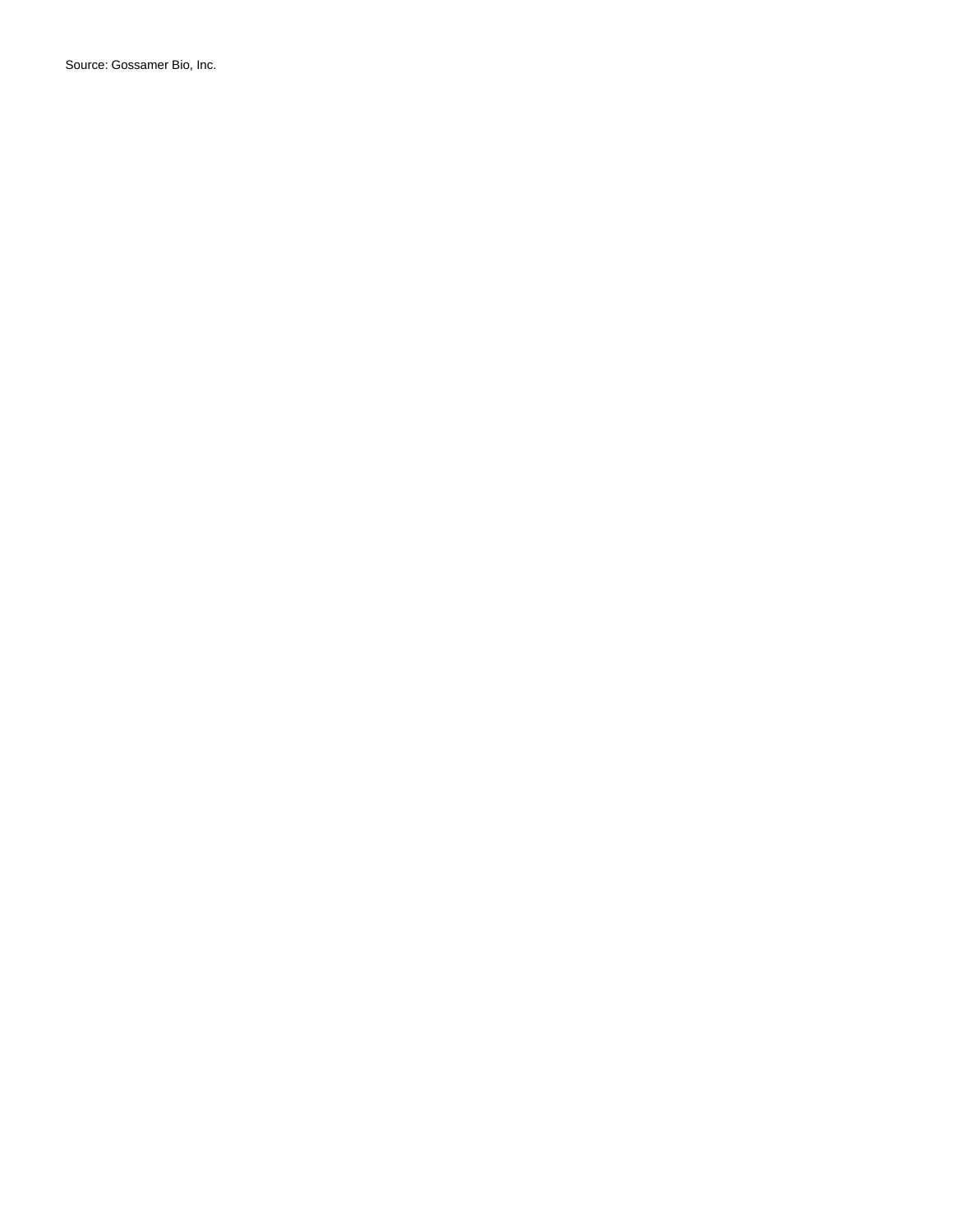Source: Gossamer Bio, Inc.